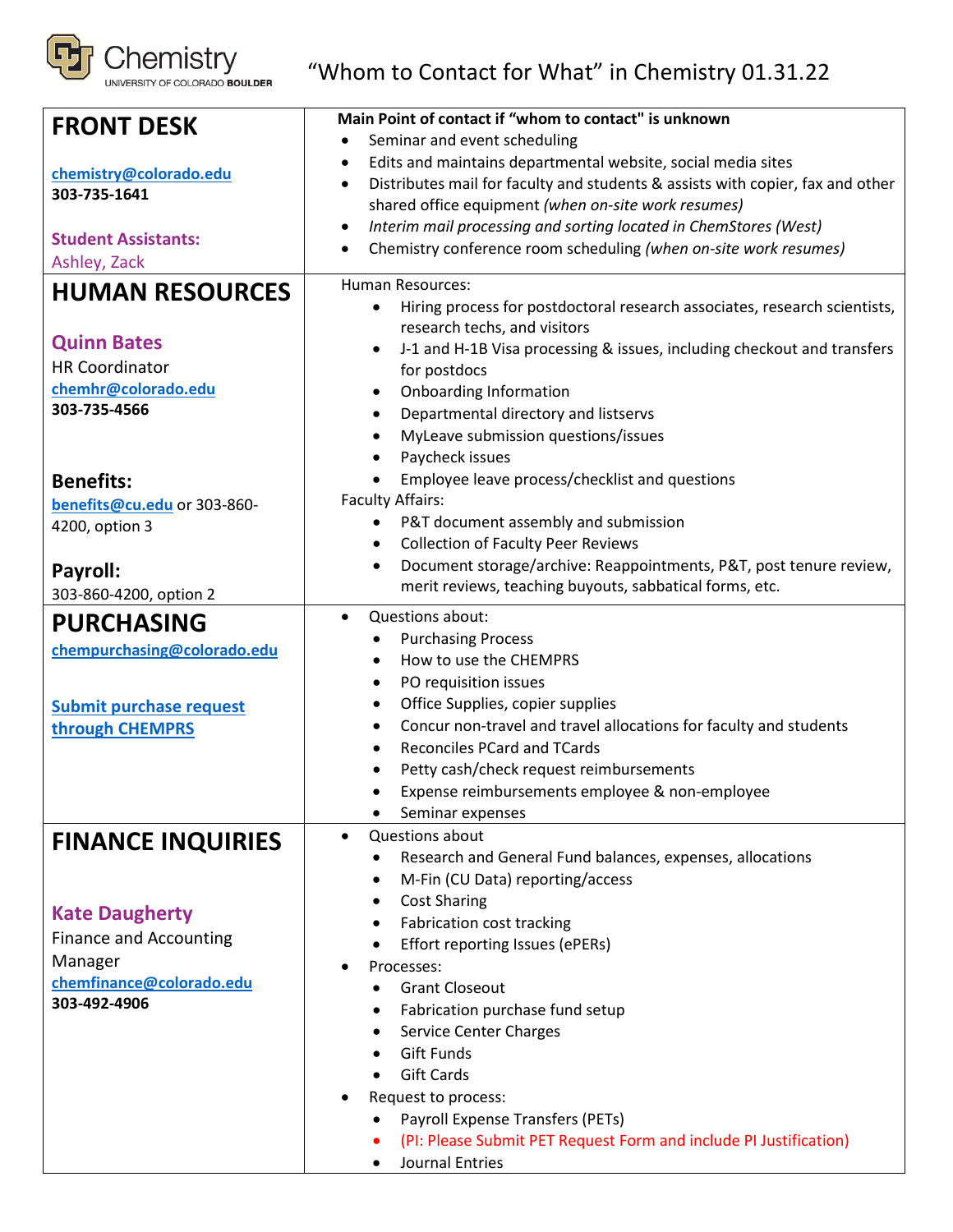# Chemistry — University of Colorado Boulder

## "Whom to Contact for What" in Chemistry 01.31.22

| Contact | Responsibilities |
|---|---|
| **FRONT DESK**<br><br>chemistry@colorado.edu<br>**303-735-1641**<br><br>**Student Assistants:**<br>Ashley, Zack | **Main Point of contact if "whom to contact" is unknown**<br>• Seminar and event scheduling<br>• Edits and maintains departmental website, social media sites<br>• Distributes mail for faculty and students & assists with copier, fax and other shared office equipment *(when on-site work resumes)*<br>• *Interim mail processing and sorting located in ChemStores (West)*<br>• Chemistry conference room scheduling *(when on-site work resumes)* |
| **HUMAN RESOURCES**<br><br>**Quinn Bates**<br>HR Coordinator<br>chemhr@colorado.edu<br>**303-735-4566**<br><br>**Benefits:**<br>benefits@cu.edu or 303-860-4200, option 3<br><br>**Payroll:**<br>303-860-4200, option 2 | Human Resources:<br>• Hiring process for postdoctoral research associates, research scientists, research techs, and visitors<br>• J-1 and H-1B Visa processing & issues, including checkout and transfers for postdocs<br>• Onboarding Information<br>• Departmental directory and listservs<br>• MyLeave submission questions/issues<br>• Paycheck issues<br>• Employee leave process/checklist and questions<br>Faculty Affairs:<br>• P&T document assembly and submission<br>• Collection of Faculty Peer Reviews<br>• Document storage/archive: Reappointments, P&T, post tenure review, merit reviews, teaching buyouts, sabbatical forms, etc. |
| **PURCHASING**<br>chempurchasing@colorado.edu<br><br>**Submit purchase request through CHEMPRS** | • Questions about:<br>  • Purchasing Process<br>  • How to use the CHEMPRS<br>  • PO requisition issues<br>  • Office Supplies, copier supplies<br>  • Concur non-travel and travel allocations for faculty and students<br>  • Reconciles PCard and TCards<br>  • Petty cash/check request reimbursements<br>  • Expense reimbursements employee & non-employee<br>  • Seminar expenses |
| **FINANCE INQUIRIES**<br><br>**Kate Daugherty**<br>Finance and Accounting Manager<br>chemfinance@colorado.edu<br>**303-492-4906** | • Questions about<br>  • Research and General Fund balances, expenses, allocations<br>  • M-Fin (CU Data) reporting/access<br>  • Cost Sharing<br>  • Fabrication cost tracking<br>  • Effort reporting Issues (ePERs)<br>• Processes:<br>  • Grant Closeout<br>  • Fabrication purchase fund setup<br>  • Service Center Charges<br>  • Gift Funds<br>  • Gift Cards<br>• Request to process:<br>  • Payroll Expense Transfers (PETs)<br>  • (PI: Please Submit PET Request Form and include PI Justification)<br>  • Journal Entries |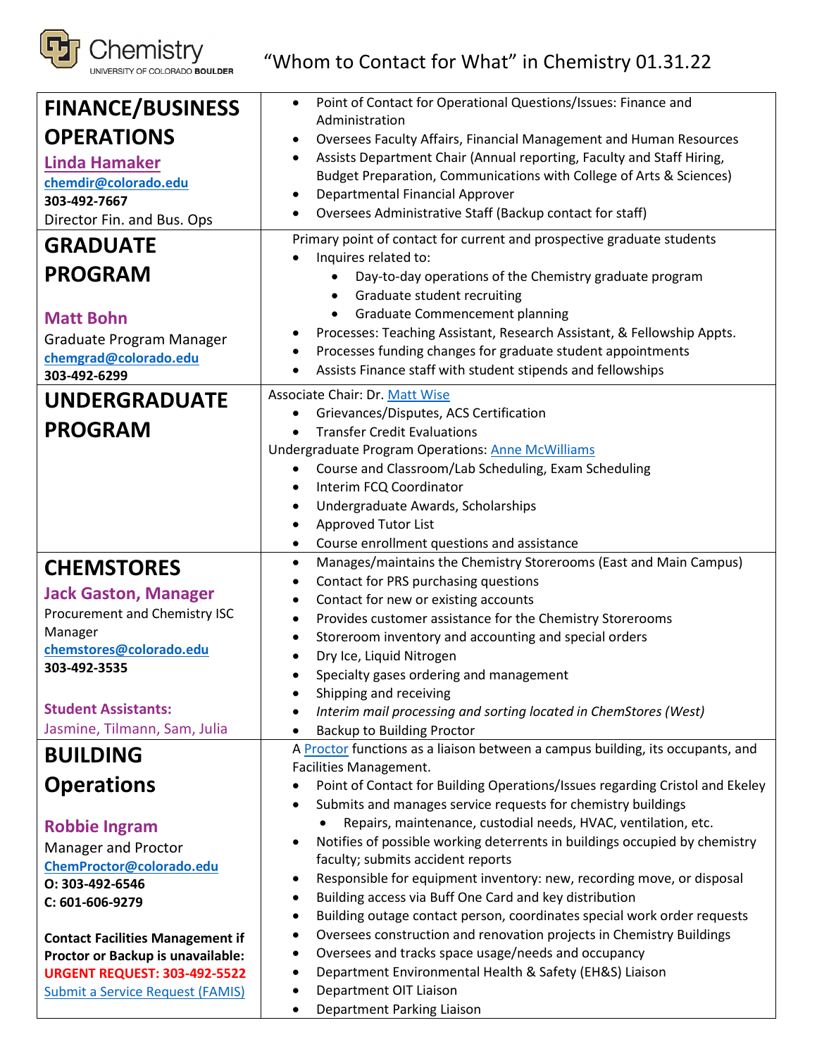# "Whom to Contact for What" in Chemistry 01.31.22

| | |
|---|---|
| **FINANCE/BUSINESS OPERATIONS**<br>**Linda Hamaker**<br>**chemdir@colorado.edu**<br>**303-492-7667**<br>Director Fin. and Bus. Ops | • Point of Contact for Operational Questions/Issues: Finance and Administration<br>• Oversees Faculty Affairs, Financial Management and Human Resources<br>• Assists Department Chair (Annual reporting, Faculty and Staff Hiring, Budget Preparation, Communications with College of Arts & Sciences)<br>• Departmental Financial Approver<br>• Oversees Administrative Staff (Backup contact for staff) |
| **GRADUATE PROGRAM**<br><br>**Matt Bohn**<br>Graduate Program Manager<br>**chemgrad@colorado.edu**<br>**303-492-6299** | Primary point of contact for current and prospective graduate students<br>• Inquires related to:<br>&nbsp;&nbsp;&nbsp;&nbsp;• Day-to-day operations of the Chemistry graduate program<br>&nbsp;&nbsp;&nbsp;&nbsp;• Graduate student recruiting<br>&nbsp;&nbsp;&nbsp;&nbsp;• Graduate Commencement planning<br>• Processes: Teaching Assistant, Research Assistant, & Fellowship Appts.<br>• Processes funding changes for graduate student appointments<br>• Assists Finance staff with student stipends and fellowships |
| **UNDERGRADUATE PROGRAM** | Associate Chair: Dr. Matt Wise<br>• Grievances/Disputes, ACS Certification<br>• Transfer Credit Evaluations<br>Undergraduate Program Operations: Anne McWilliams<br>• Course and Classroom/Lab Scheduling, Exam Scheduling<br>• Interim FCQ Coordinator<br>• Undergraduate Awards, Scholarships<br>• Approved Tutor List<br>• Course enrollment questions and assistance |
| **CHEMSTORES**<br>**Jack Gaston, Manager**<br>Procurement and Chemistry ISC Manager<br>**chemstores@colorado.edu**<br>**303-492-3535**<br><br>**Student Assistants:**<br>Jasmine, Tilmann, Sam, Julia | • Manages/maintains the Chemistry Storerooms (East and Main Campus)<br>• Contact for PRS purchasing questions<br>• Contact for new or existing accounts<br>• Provides customer assistance for the Chemistry Storerooms<br>• Storeroom inventory and accounting and special orders<br>• Dry Ice, Liquid Nitrogen<br>• Specialty gases ordering and management<br>• Shipping and receiving<br>• *Interim mail processing and sorting located in ChemStores (West)*<br>• Backup to Building Proctor |
| **BUILDING Operations**<br><br>**Robbie Ingram**<br>Manager and Proctor<br>**ChemProctor@colorado.edu**<br>**O: 303-492-6546**<br>**C: 601-606-9279**<br><br>**Contact Facilities Management if Proctor or Backup is unavailable:**<br>**URGENT REQUEST: 303-492-5522**<br>Submit a Service Request (FAMIS) | A Proctor functions as a liaison between a campus building, its occupants, and Facilities Management.<br>• Point of Contact for Building Operations/Issues regarding Cristol and Ekeley<br>• Submits and manages service requests for chemistry buildings<br>&nbsp;&nbsp;&nbsp;&nbsp;• Repairs, maintenance, custodial needs, HVAC, ventilation, etc.<br>• Notifies of possible working deterrents in buildings occupied by chemistry faculty; submits accident reports<br>• Responsible for equipment inventory: new, recording move, or disposal<br>• Building access via Buff One Card and key distribution<br>• Building outage contact person, coordinates special work order requests<br>• Oversees construction and renovation projects in Chemistry Buildings<br>• Oversees and tracks space usage/needs and occupancy<br>• Department Environmental Health & Safety (EH&S) Liaison<br>• Department OIT Liaison<br>• Department Parking Liaison |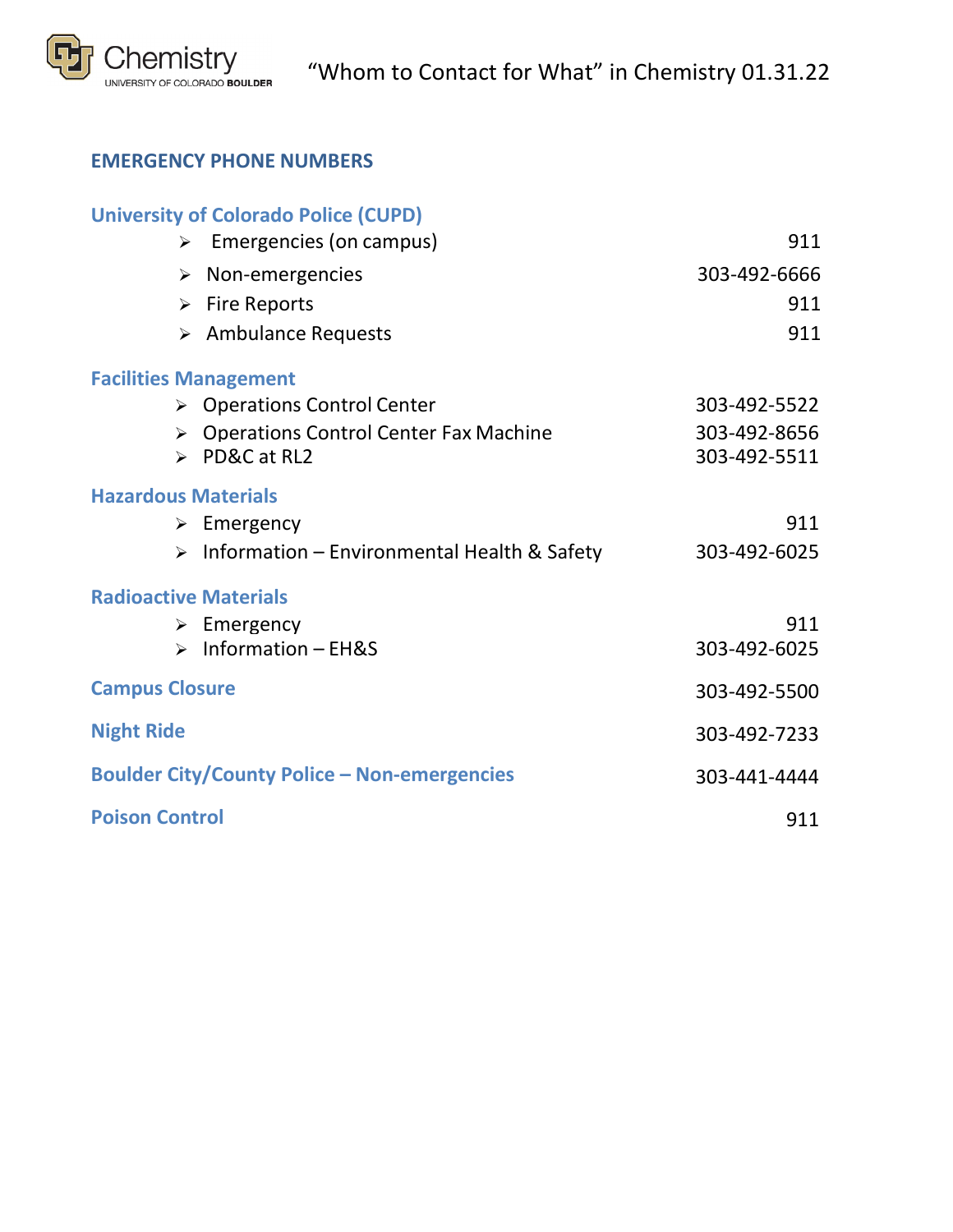## EMERGENCY PHONE NUMBERS

### University of Colorado Police (CUPD)

- Emergencies (on campus) — 911
- Non-emergencies — 303-492-6666
- Fire Reports — 911
- Ambulance Requests — 911

### Facilities Management

- Operations Control Center — 303-492-5522
- Operations Control Center Fax Machine — 303-492-8656
- PD&C at RL2 — 303-492-5511

### Hazardous Materials

- Emergency — 911
- Information – Environmental Health & Safety — 303-492-6025

### Radioactive Materials

- Emergency — 911
- Information – EH&S — 303-492-6025

### Campus Closure

303-492-5500

### Night Ride

303-492-7233

### Boulder City/County Police – Non-emergencies

303-441-4444

### Poison Control

911